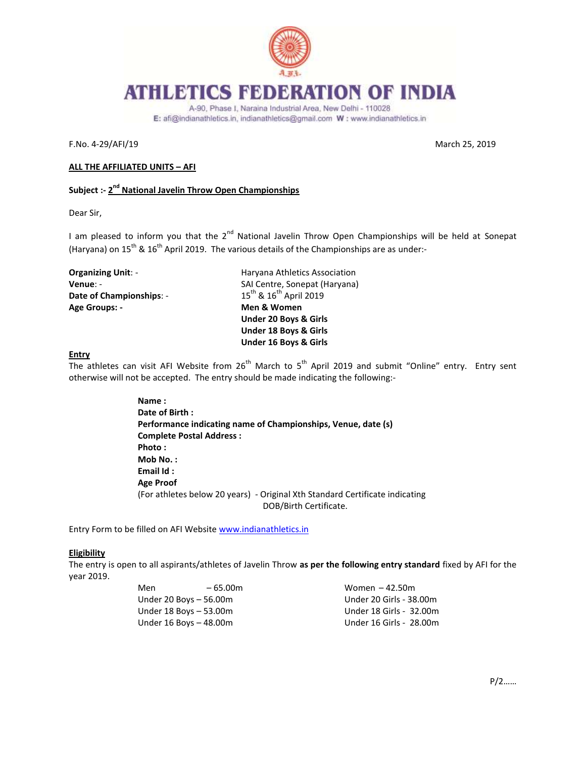# ATHLETICS FEDERATION OF INDIA

A-90, Phase I, Naraina Industrial Area, New Delhi - 110028
E: afi@indianathletics.in, indianathletics@gmail.com W : www.indianathletics.in

F.No. 4-29/AFI/19 March 25, 2019

**ALL THE AFFILIATED UNITS – AFI**

**Subject :- 2nd National Javelin Throw Open Championships**

Dear Sir,

I am pleased to inform you that the 2nd National Javelin Throw Open Championships will be held at Sonepat (Haryana) on 15th & 16th April 2019. The various details of the Championships are as under:-

| | |
|---|---|
| **Organizing Unit**: - | Haryana Athletics Association |
| **Venue**: - | SAI Centre, Sonepat (Haryana) |
| **Date of Championships**: - | 15th & 16th April 2019 |
| **Age Groups: -** | **Men & Women** |
| | **Under 20 Boys & Girls** |
| | **Under 18 Boys & Girls** |
| | **Under 16 Boys & Girls** |

**Entry**

The athletes can visit AFI Website from 26th March to 5th April 2019 and submit "Online" entry. Entry sent otherwise will not be accepted. The entry should be made indicating the following:-

**Name :**
**Date of Birth :**
**Performance indicating name of Championships, Venue, date (s)**
**Complete Postal Address :**
**Photo :**
**Mob No. :**
**Email Id :**
**Age Proof**
(For athletes below 20 years) - Original Xth Standard Certificate indicating DOB/Birth Certificate.

Entry Form to be filled on AFI Website www.indianathletics.in

**Eligibility**

The entry is open to all aspirants/athletes of Javelin Throw **as per the following entry standard** fixed by AFI for the year 2019.

| | |
|---|---|
| Men – 65.00m | Women – 42.50m |
| Under 20 Boys – 56.00m | Under 20 Girls - 38.00m |
| Under 18 Boys – 53.00m | Under 18 Girls - 32.00m |
| Under 16 Boys – 48.00m | Under 16 Girls - 28.00m |

P/2……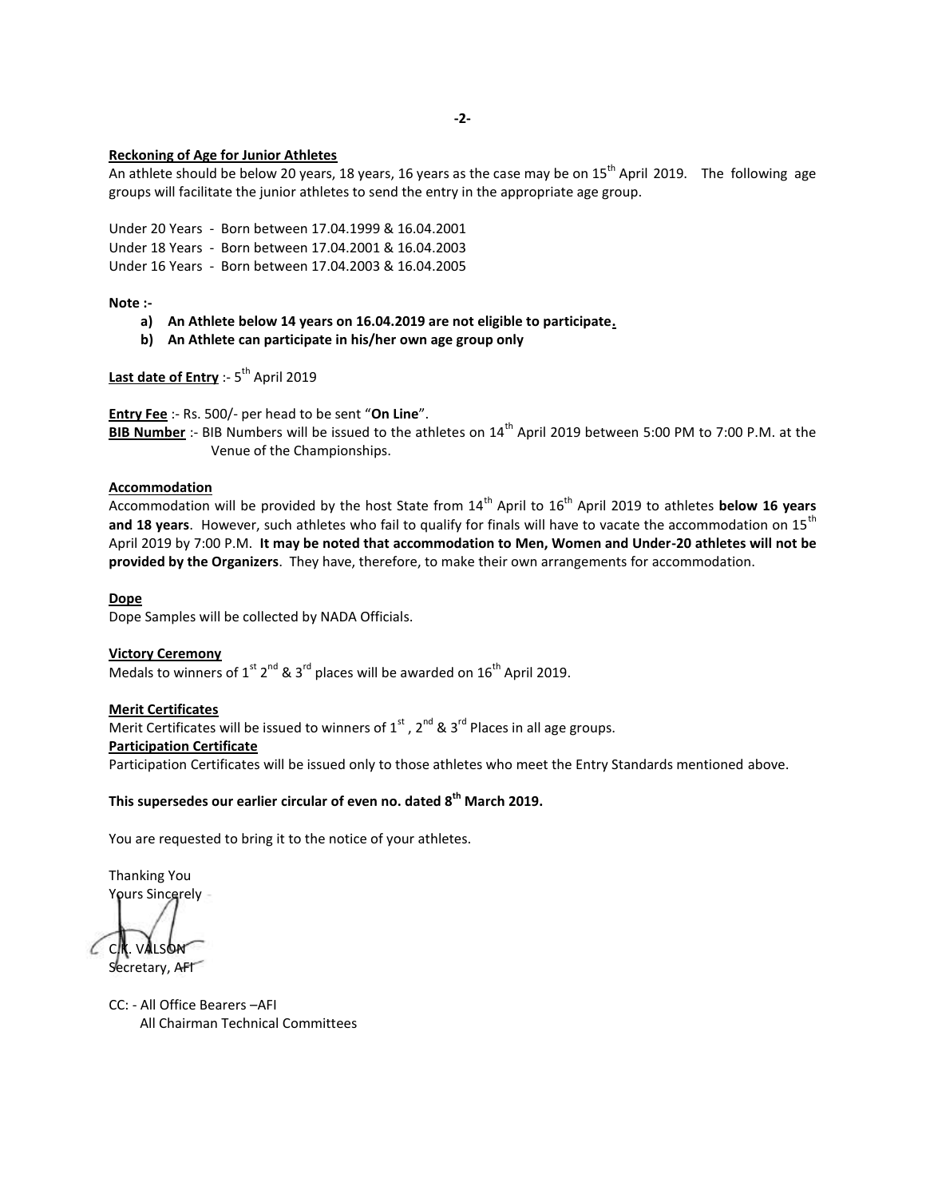**Reckoning of Age for Junior Athletes**

An athlete should be below 20 years, 18 years, 16 years as the case may be on 15th April 2019. The following age groups will facilitate the junior athletes to send the entry in the appropriate age group.

Under 20 Years - Born between 17.04.1999 & 16.04.2001
Under 18 Years - Born between 17.04.2001 & 16.04.2003
Under 16 Years - Born between 17.04.2003 & 16.04.2005

**Note :-**

a) **An Athlete below 14 years on 16.04.2019 are not eligible to participate.**
b) **An Athlete can participate in his/her own age group only**

**Last date of Entry** :- 5th April 2019

**Entry Fee** :- Rs. 500/- per head to be sent "**On Line**".

**BIB Number** :- BIB Numbers will be issued to the athletes on 14th April 2019 between 5:00 PM to 7:00 P.M. at the Venue of the Championships.

**Accommodation**

Accommodation will be provided by the host State from 14th April to 16th April 2019 to athletes **below 16 years and 18 years**. However, such athletes who fail to qualify for finals will have to vacate the accommodation on 15th April 2019 by 7:00 P.M. **It may be noted that accommodation to Men, Women and Under-20 athletes will not be provided by the Organizers**. They have, therefore, to make their own arrangements for accommodation.

**Dope**

Dope Samples will be collected by NADA Officials.

**Victory Ceremony**

Medals to winners of 1st 2nd & 3rd places will be awarded on 16th April 2019.

**Merit Certificates**

Merit Certificates will be issued to winners of 1st, 2nd & 3rd Places in all age groups.

**Participation Certificate**

Participation Certificates will be issued only to those athletes who meet the Entry Standards mentioned above.

**This supersedes our earlier circular of even no. dated 8th March 2019.**

You are requested to bring it to the notice of your athletes.

Thanking You
Yours Sincerely

C.K. VALSON
Secretary, AFI

CC: - All Office Bearers –AFI
All Chairman Technical Committees